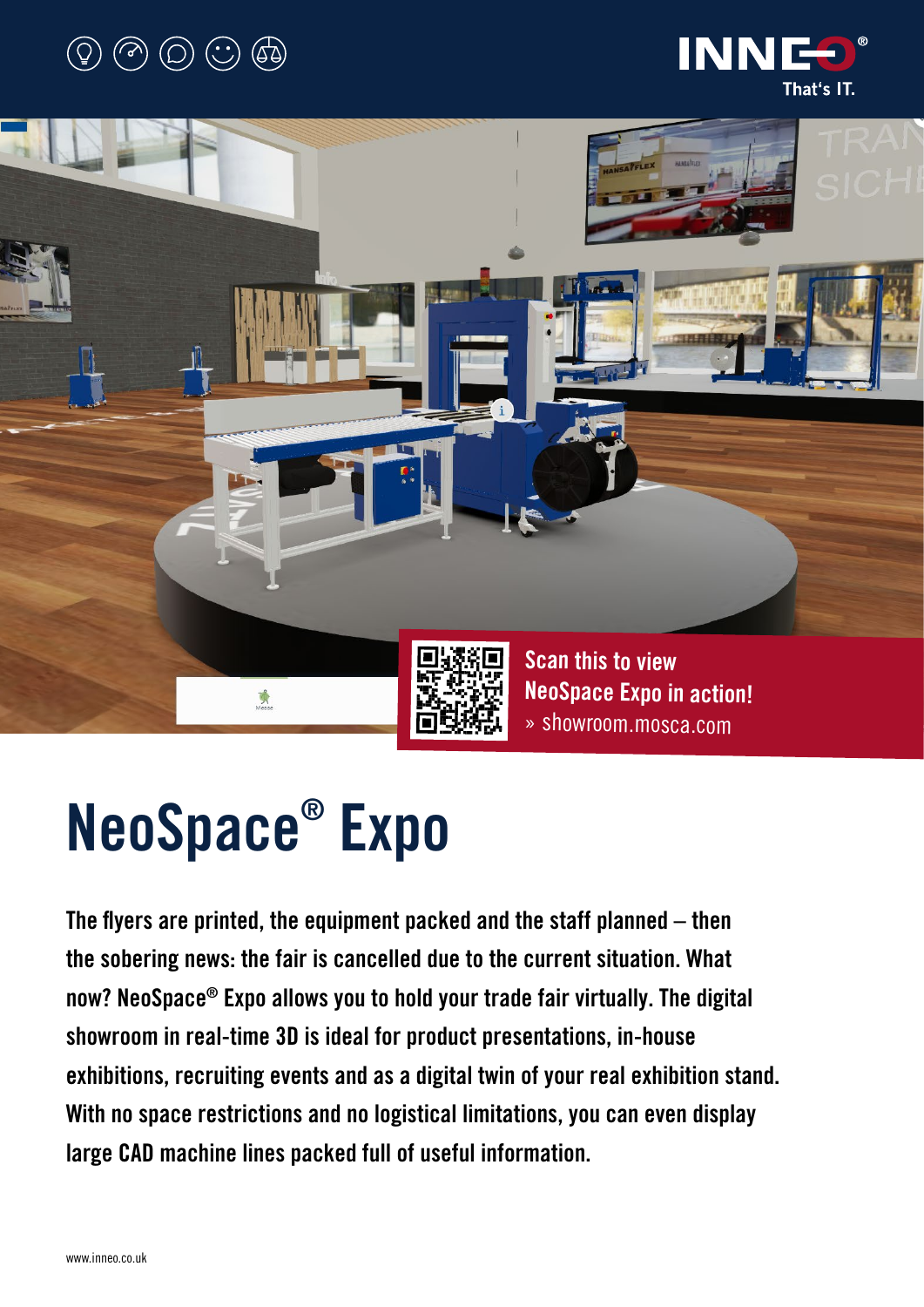INNEO® That's IT.

Scan this to view NeoSpace Expo in action!
» showroom.mosca.com

# NeoSpace® Expo

**The flyers are printed, the equipment packed and the staff planned – then the sobering news: the fair is cancelled due to the current situation. What now? NeoSpace® Expo allows you to hold your trade fair virtually. The digital showroom in real-time 3D is ideal for product presentations, in-house exhibitions, recruiting events and as a digital twin of your real exhibition stand. With no space restrictions and no logistical limitations, you can even display large CAD machine lines packed full of useful information.**

www.inneo.co.uk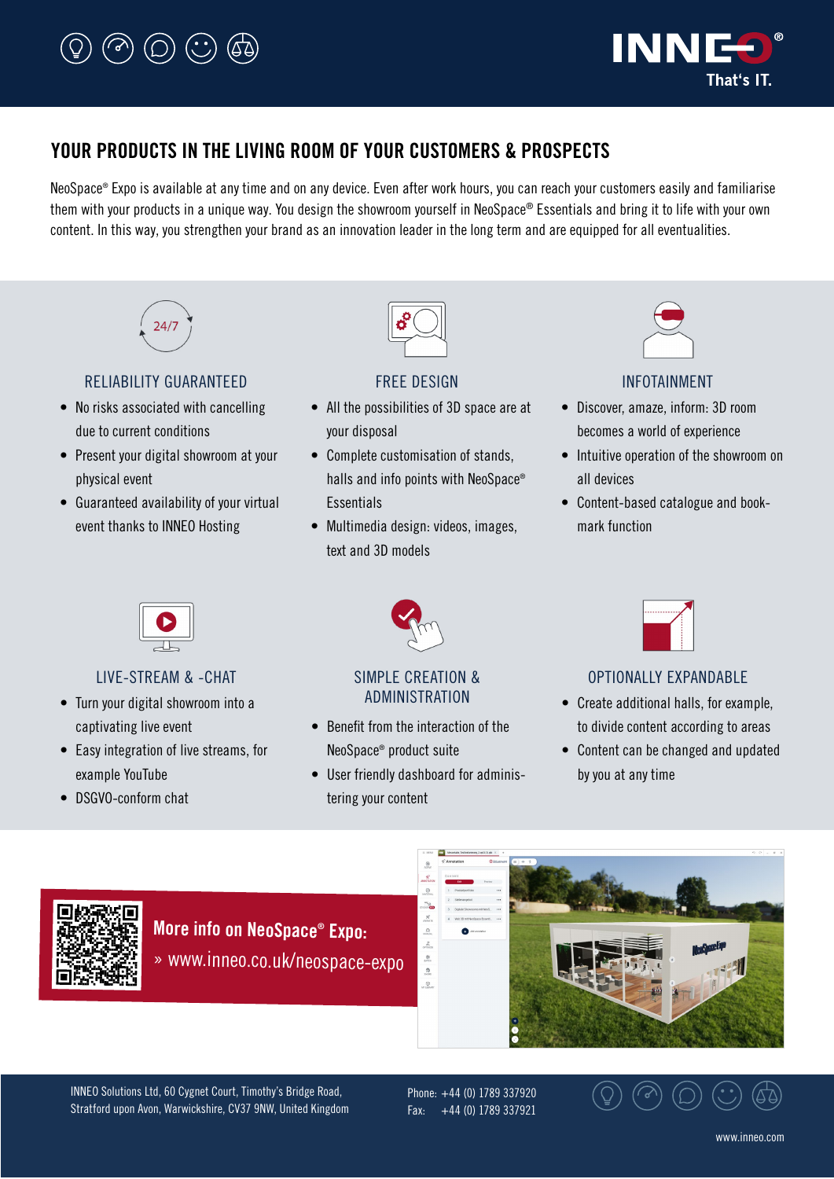# YOUR PRODUCTS IN THE LIVING ROOM OF YOUR CUSTOMERS & PROSPECTS

NeoSpace® Expo is available at any time and on any device. Even after work hours, you can reach your customers easily and familiarise them with your products in a unique way. You design the showroom yourself in NeoSpace® Essentials and bring it to life with your own content. In this way, you strengthen your brand as an innovation leader in the long term and are equipped for all eventualities.

## RELIABILITY GUARANTEED

- No risks associated with cancelling due to current conditions
- Present your digital showroom at your physical event
- Guaranteed availability of your virtual event thanks to INNEO Hosting

## FREE DESIGN

- All the possibilities of 3D space are at your disposal
- Complete customisation of stands, halls and info points with NeoSpace® Essentials
- Multimedia design: videos, images, text and 3D models

## INFOTAINMENT

- Discover, amaze, inform: 3D room becomes a world of experience
- Intuitive operation of the showroom on all devices
- Content-based catalogue and bookmark function

## LIVE-STREAM & -CHAT

- Turn your digital showroom into a captivating live event
- Easy integration of live streams, for example YouTube
- DSGVO-conform chat

## SIMPLE CREATION & ADMINISTRATION

- Benefit from the interaction of the NeoSpace® product suite
- User friendly dashboard for administering your content

## OPTIONALLY EXPANDABLE

- Create additional halls, for example, to divide content according to areas
- Content can be changed and updated by you at any time

**More info on NeoSpace® Expo:**
» www.inneo.co.uk/neospace-expo

INNEO Solutions Ltd, 60 Cygnet Court, Timothy's Bridge Road, Stratford upon Avon, Warwickshire, CV37 9NW, United Kingdom

Phone: +44 (0) 1789 337920
Fax: +44 (0) 1789 337921

www.inneo.com